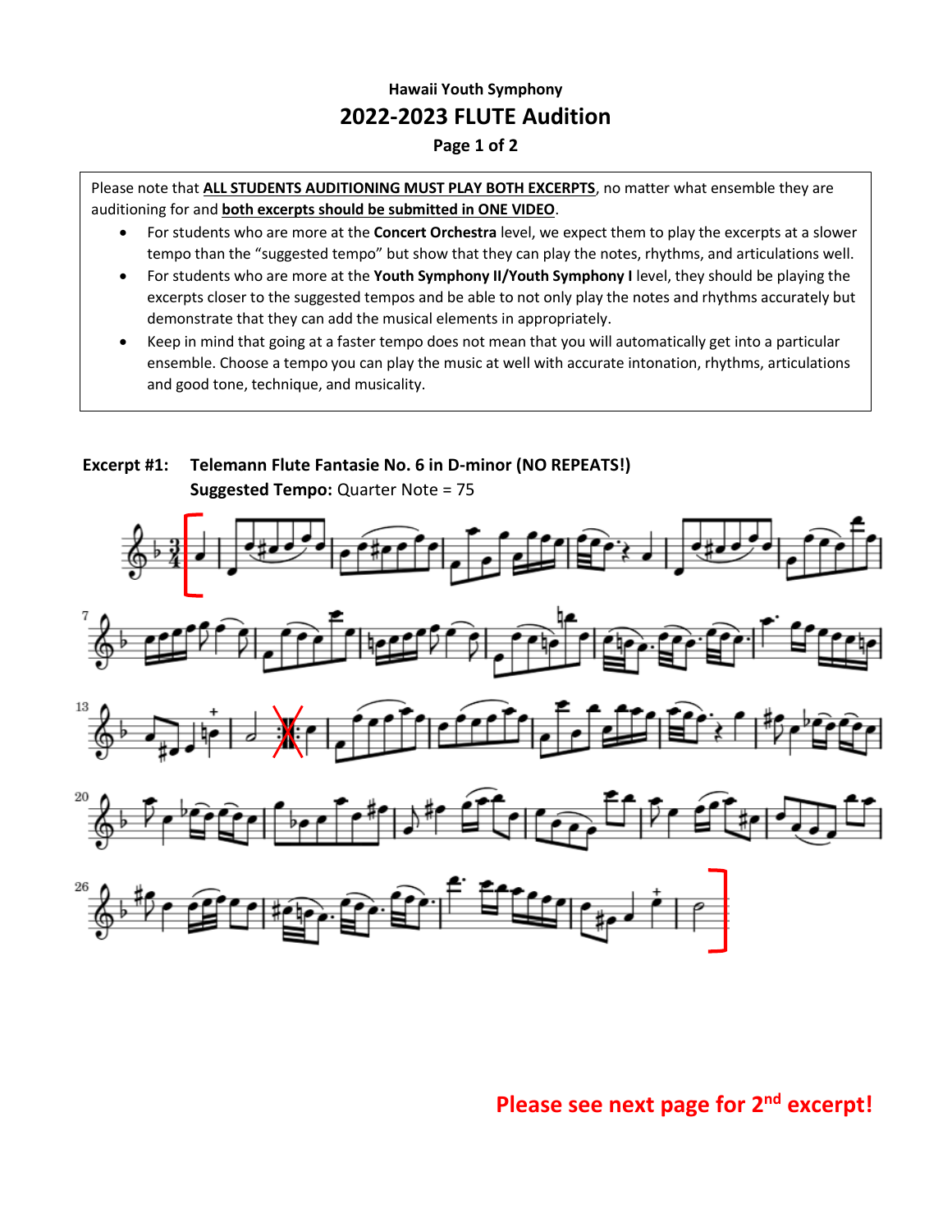### Hawaii Youth Symphony

## 2022-2023 FLUTE Audition

**Page 1 of 2**

Please note that **ALL STUDENTS AUDITIONING MUST PLAY BOTH EXCERPTS**, no matter what ensemble they are auditioning for and **both excerpts should be submitted in ONE VIDEO**.

- For students who are more at the **Concert Orchestra** level, we expect them to play the excerpts at a slower tempo than the "suggested tempo" but show that they can play the notes, rhythms, and articulations well.
- For students who are more at the **Youth Symphony II/Youth Symphony I** level, they should be playing the excerpts closer to the suggested tempos and be able to not only play the notes and rhythms accurately but demonstrate that they can add the musical elements in appropriately.
- Keep in mind that going at a faster tempo does not mean that you will automatically get into a particular ensemble. Choose a tempo you can play the music at well with accurate intonation, rhythms, articulations and good tone, technique, and musicality.

**Excerpt #1: Telemann Flute Fantasie No. 6 in D-minor (NO REPEATS!)**

**Suggested Tempo:** Quarter Note = 75

**Please see next page for 2nd excerpt!**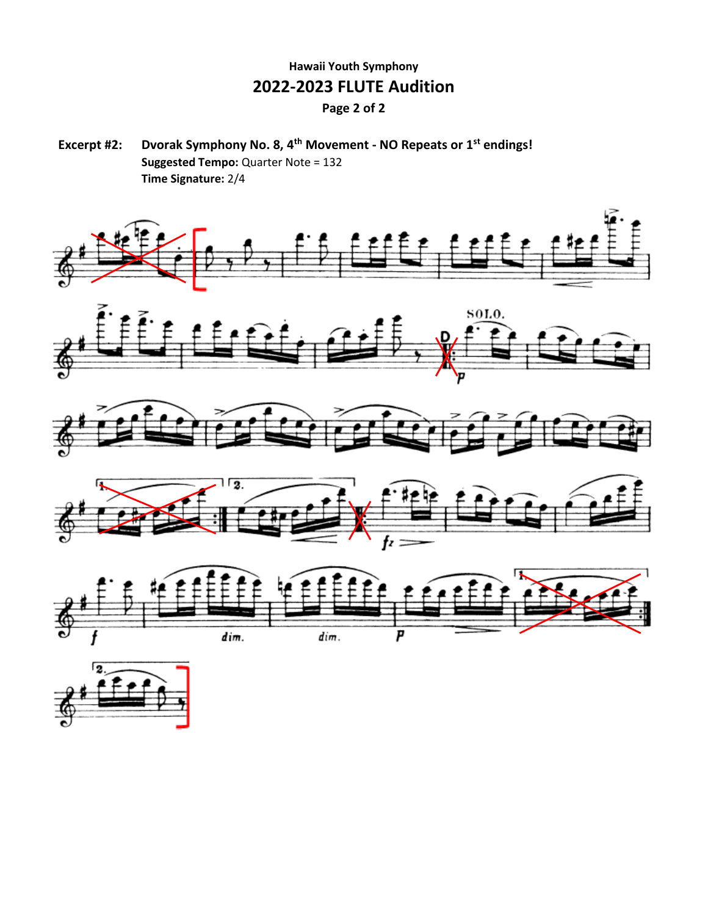Hawaii Youth Symphony

## 2022-2023 FLUTE Audition

**Excerpt #2:** **Dvorak Symphony No. 8, 4th Movement - NO Repeats or 1st endings!**

**Suggested Tempo:** Quarter Note = 132

**Time Signature:** 2/4